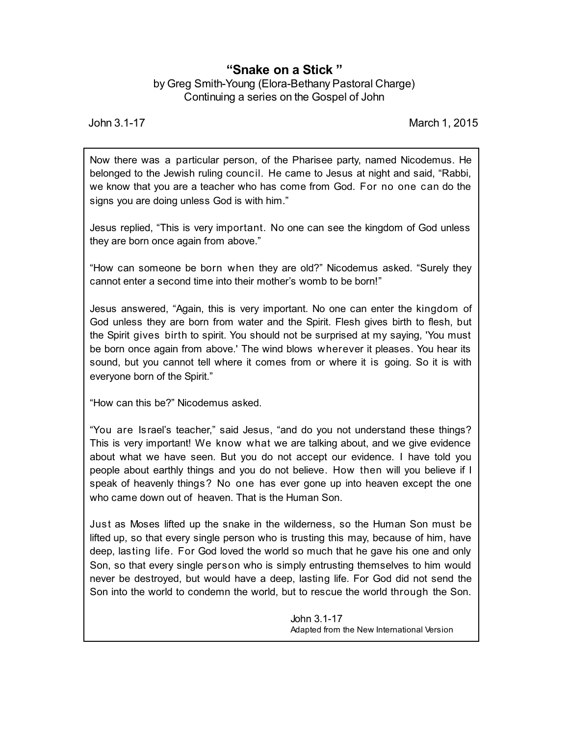# "Snake on a Stick"

by Greg Smith-Young (Elora-Bethany Pastoral Charge)
Continuing a series on the Gospel of John

John 3.1-17 March 1, 2015

> Now there was a particular person, of the Pharisee party, named Nicodemus. He belonged to the Jewish ruling council. He came to Jesus at night and said, "Rabbi, we know that you are a teacher who has come from God. For no one can do the signs you are doing unless God is with him."
>
> Jesus replied, "This is very important. No one can see the kingdom of God unless they are born once again from above."
>
> "How can someone be born when they are old?" Nicodemus asked. "Surely they cannot enter a second time into their mother's womb to be born!"
>
> Jesus answered, "Again, this is very important. No one can enter the kingdom of God unless they are born from water and the Spirit. Flesh gives birth to flesh, but the Spirit gives birth to spirit. You should not be surprised at my saying, 'You must be born once again from above.' The wind blows wherever it pleases. You hear its sound, but you cannot tell where it comes from or where it is going. So it is with everyone born of the Spirit."
>
> "How can this be?" Nicodemus asked.
>
> "You are Israel's teacher," said Jesus, "and do you not understand these things? This is very important! We know what we are talking about, and we give evidence about what we have seen. But you do not accept our evidence. I have told you people about earthly things and you do not believe. How then will you believe if I speak of heavenly things? No one has ever gone up into heaven except the one who came down out of heaven. That is the Human Son.
>
> Just as Moses lifted up the snake in the wilderness, so the Human Son must be lifted up, so that every single person who is trusting this may, because of him, have deep, lasting life. For God loved the world so much that he gave his one and only Son, so that every single person who is simply entrusting themselves to him would never be destroyed, but would have a deep, lasting life. For God did not send the Son into the world to condemn the world, but to rescue the world through the Son.
>
> John 3.1-17
> Adapted from the New International Version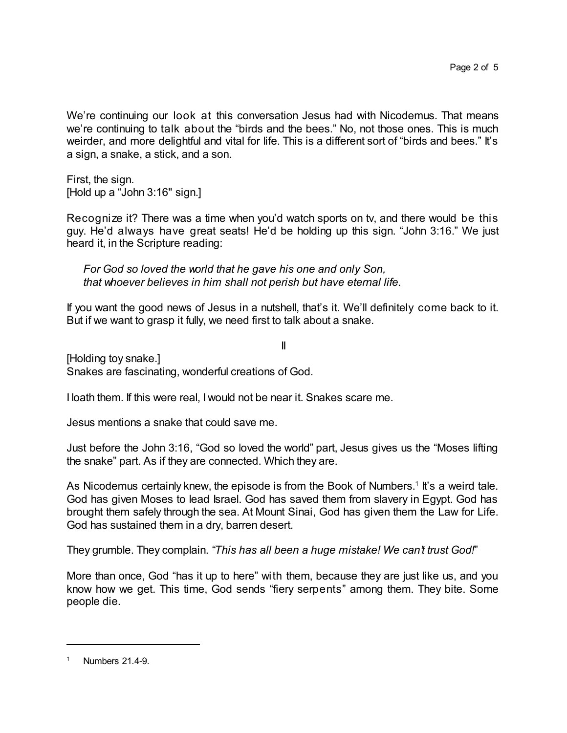We're continuing our look at this conversation Jesus had with Nicodemus. That means we're continuing to talk about the "birds and the bees." No, not those ones. This is much weirder, and more delightful and vital for life. This is a different sort of "birds and bees." It's a sign, a snake, a stick, and a son.

First, the sign.
[Hold up a "John 3:16" sign.]

Recognize it? There was a time when you'd watch sports on tv, and there would be this guy. He'd always have great seats! He'd be holding up this sign. "John 3:16." We just heard it, in the Scripture reading:

> *For God so loved the world that he gave his one and only Son,*
> *that whoever believes in him shall not perish but have eternal life.*

If you want the good news of Jesus in a nutshell, that's it. We'll definitely come back to it. But if we want to grasp it fully, we need first to talk about a snake.

II

[Holding toy snake.]
Snakes are fascinating, wonderful creations of God.

I loath them. If this were real, I would not be near it. Snakes scare me.

Jesus mentions a snake that could save me.

Just before the John 3:16, "God so loved the world" part, Jesus gives us the "Moses lifting the snake" part. As if they are connected. Which they are.

As Nicodemus certainly knew, the episode is from the Book of Numbers.[1] It's a weird tale. God has given Moses to lead Israel. God has saved them from slavery in Egypt. God has brought them safely through the sea. At Mount Sinai, God has given them the Law for Life. God has sustained them in a dry, barren desert.

They grumble. They complain. *"This has all been a huge mistake! We can't trust God!"*

More than once, God "has it up to here" with them, because they are just like us, and you know how we get. This time, God sends "fiery serpents" among them. They bite. Some people die.

---

[1] Numbers 21.4-9.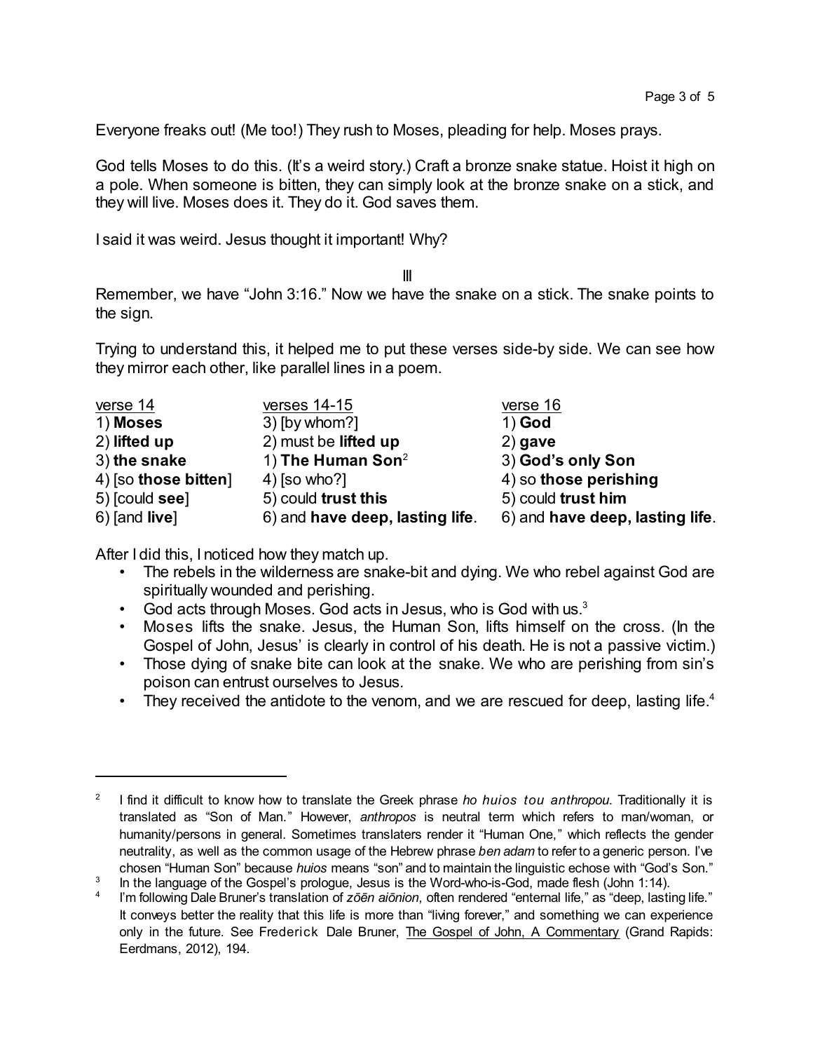Everyone freaks out! (Me too!) They rush to Moses, pleading for help. Moses prays.

God tells Moses to do this. (It's a weird story.) Craft a bronze snake statue. Hoist it high on a pole. When someone is bitten, they can simply look at the bronze snake on a stick, and they will live. Moses does it. They do it. God saves them.

I said it was weird. Jesus thought it important! Why?

III

Remember, we have "John 3:16." Now we have the snake on a stick. The snake points to the sign.

Trying to understand this, it helped me to put these verses side-by side. We can see how they mirror each other, like parallel lines in a poem.

| verse 14 | verses 14-15 | verse 16 |
|---|---|---|
| 1) **Moses** | 3) [by whom?] | 1) **God** |
| 2) **lifted up** | 2) must be **lifted up** | 2) **gave** |
| 3) **the snake** | 1) **The Human Son**[2] | 3) **God's only Son** |
| 4) [so **those bitten**] | 4) [so who?] | 4) so **those perishing** |
| 5) [could **see**] | 5) could **trust this** | 5) could **trust him** |
| 6) [and **live**] | 6) and **have deep, lasting life**. | 6) and **have deep, lasting life**. |

After I did this, I noticed how they match up.

- The rebels in the wilderness are snake-bit and dying. We who rebel against God are spiritually wounded and perishing.
- God acts through Moses. God acts in Jesus, who is God with us.[3]
- Moses lifts the snake. Jesus, the Human Son, lifts himself on the cross. (In the Gospel of John, Jesus' is clearly in control of his death. He is not a passive victim.)
- Those dying of snake bite can look at the snake. We who are perishing from sin's poison can entrust ourselves to Jesus.
- They received the antidote to the venom, and we are rescued for deep, lasting life.[4]

---

[2] I find it difficult to know how to translate the Greek phrase *ho huios tou anthropou*. Traditionally it is translated as "Son of Man." However, *anthropos* is neutral term which refers to man/woman, or humanity/persons in general. Sometimes translaters render it "Human One," which reflects the gender neutrality, as well as the common usage of the Hebrew phrase *ben adam* to refer to a generic person. I've chosen "Human Son" because *huios* means "son" and to maintain the linguistic echose with "God's Son."

[3] In the language of the Gospel's prologue, Jesus is the Word-who-is-God, made flesh (John 1:14).

[4] I'm following Dale Bruner's translation of *zōēn aiōnion*, often rendered "enternal life," as "deep, lasting life." It conveys better the reality that this life is more than "living forever," and something we can experience only in the future. See Frederick Dale Bruner, The Gospel of John, A Commentary (Grand Rapids: Eerdmans, 2012), 194.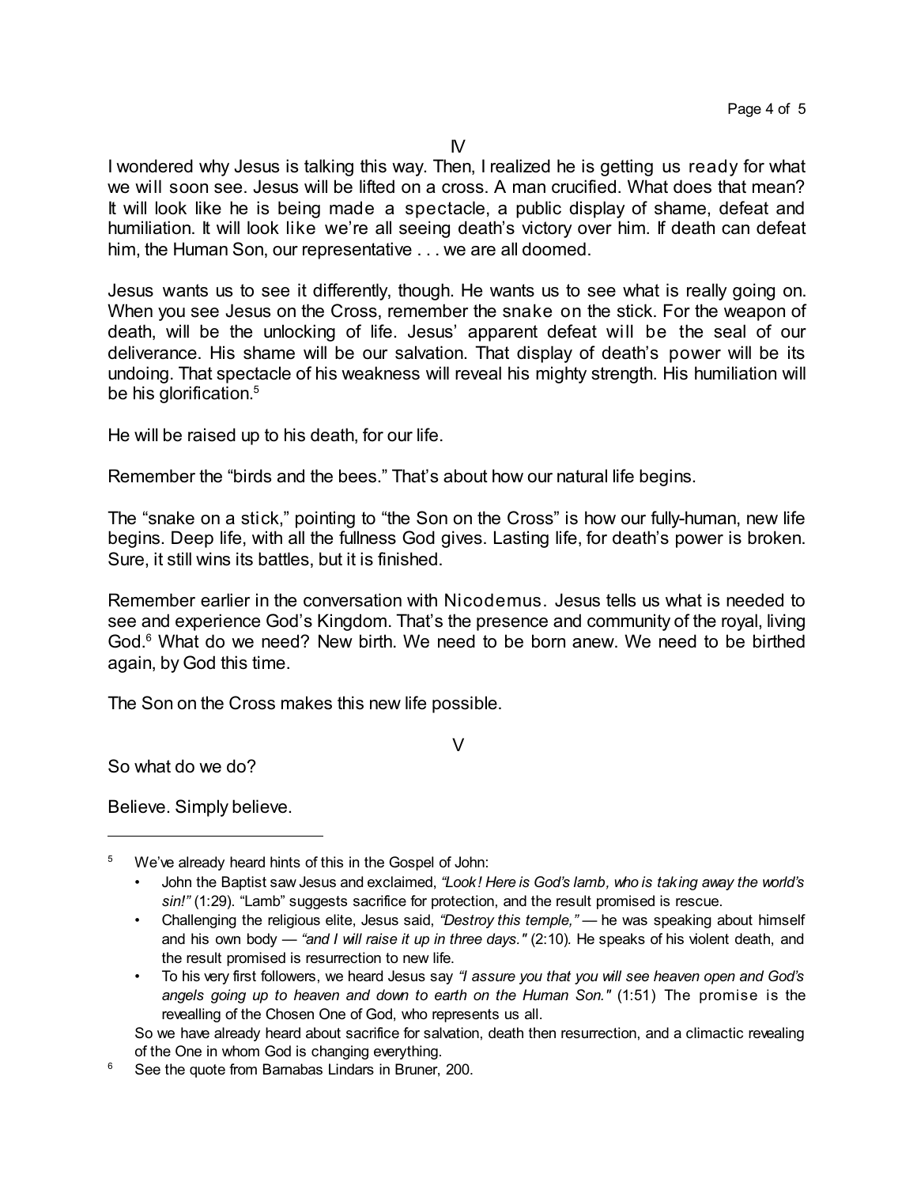IV

I wondered why Jesus is talking this way. Then, I realized he is getting us ready for what we will soon see. Jesus will be lifted on a cross. A man crucified. What does that mean? It will look like he is being made a spectacle, a public display of shame, defeat and humiliation. It will look like we're all seeing death's victory over him. If death can defeat him, the Human Son, our representative . . . we are all doomed.

Jesus wants us to see it differently, though. He wants us to see what is really going on. When you see Jesus on the Cross, remember the snake on the stick. For the weapon of death, will be the unlocking of life. Jesus' apparent defeat will be the seal of our deliverance. His shame will be our salvation. That display of death's power will be its undoing. That spectacle of his weakness will reveal his mighty strength. His humiliation will be his glorification.[5]

He will be raised up to his death, for our life.

Remember the "birds and the bees." That's about how our natural life begins.

The "snake on a stick," pointing to "the Son on the Cross" is how our fully-human, new life begins. Deep life, with all the fullness God gives. Lasting life, for death's power is broken. Sure, it still wins its battles, but it is finished.

Remember earlier in the conversation with Nicodemus. Jesus tells us what is needed to see and experience God's Kingdom. That's the presence and community of the royal, living God.[6] What do we need? New birth. We need to be born anew. We need to be birthed again, by God this time.

The Son on the Cross makes this new life possible.

V

So what do we do?

Believe. Simply believe.

---

[5] We've already heard hints of this in the Gospel of John:

- John the Baptist saw Jesus and exclaimed, *"Look! Here is God's lamb, who is taking away the world's sin!"* (1:29). "Lamb" suggests sacrifice for protection, and the result promised is rescue.
- Challenging the religious elite, Jesus said, *"Destroy this temple,"* — he was speaking about himself and his own body — *"and I will raise it up in three days."* (2:10). He speaks of his violent death, and the result promised is resurrection to new life.
- To his very first followers, we heard Jesus say *"I assure you that you will see heaven open and God's angels going up to heaven and down to earth on the Human Son."* (1:51) The promise is the revealling of the Chosen One of God, who represents us all.

So we have already heard about sacrifice for salvation, death then resurrection, and a climactic revealing of the One in whom God is changing everything.

[6] See the quote from Barnabas Lindars in Bruner, 200.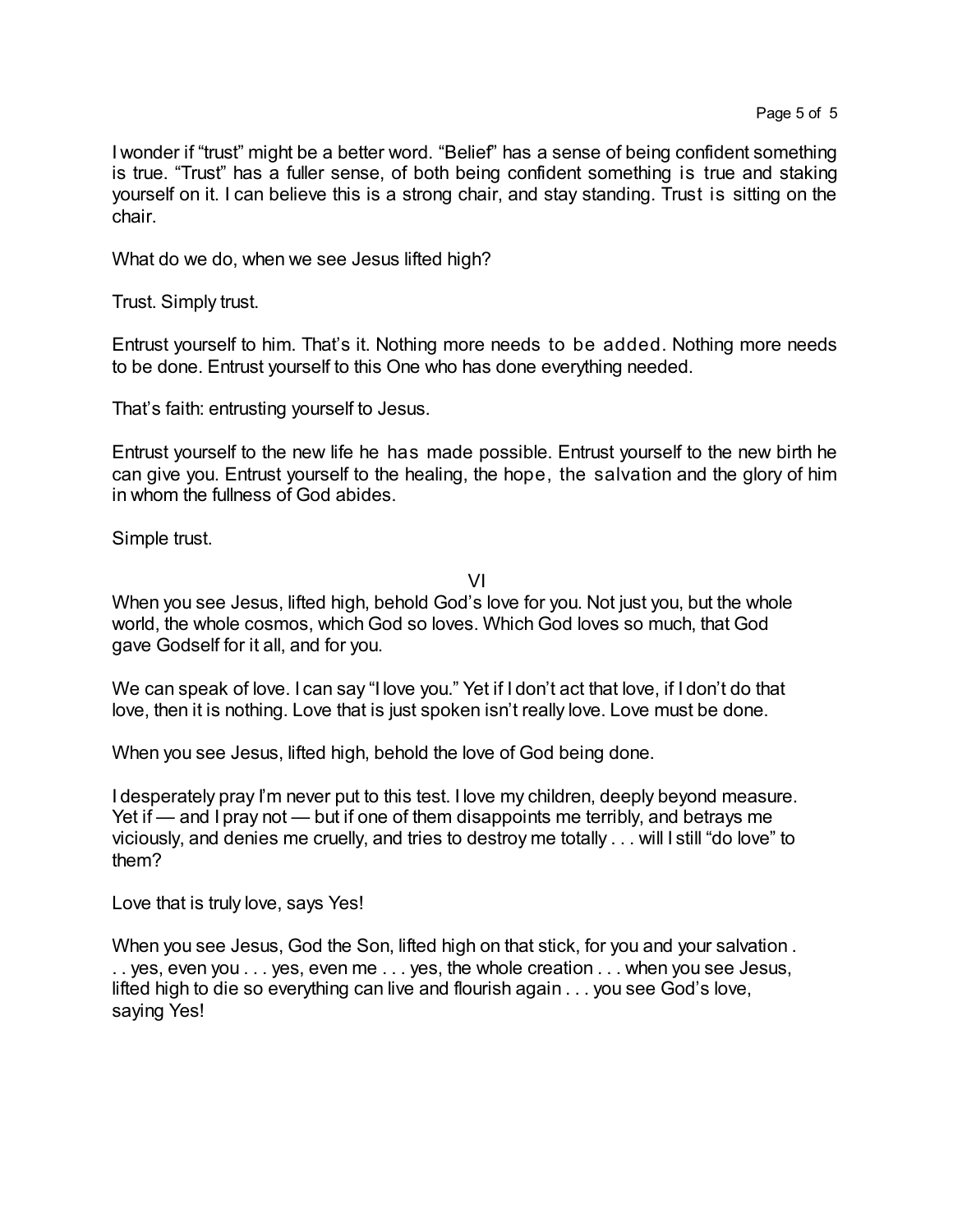I wonder if “trust” might be a better word. “Belief” has a sense of being confident something is true. “Trust” has a fuller sense, of both being confident something is true and staking yourself on it. I can believe this is a strong chair, and stay standing. Trust is sitting on the chair.

What do we do, when we see Jesus lifted high?

Trust. Simply trust.

Entrust yourself to him. That’s it. Nothing more needs to be added. Nothing more needs to be done. Entrust yourself to this One who has done everything needed.

That’s faith: entrusting yourself to Jesus.

Entrust yourself to the new life he has made possible. Entrust yourself to the new birth he can give you. Entrust yourself to the healing, the hope, the salvation and the glory of him in whom the fullness of God abides.

Simple trust.

VI

When you see Jesus, lifted high, behold God’s love for you. Not just you, but the whole world, the whole cosmos, which God so loves. Which God loves so much, that God gave Godself for it all, and for you.

We can speak of love. I can say “I love you.” Yet if I don’t act that love, if I don’t do that love, then it is nothing. Love that is just spoken isn’t really love. Love must be done.

When you see Jesus, lifted high, behold the love of God being done.

I desperately pray I’m never put to this test. I love my children, deeply beyond measure. Yet if — and I pray not — but if one of them disappoints me terribly, and betrays me viciously, and denies me cruelly, and tries to destroy me totally . . . will I still “do love” to them?

Love that is truly love, says Yes!

When you see Jesus, God the Son, lifted high on that stick, for you and your salvation . . . yes, even you . . . yes, even me . . . yes, the whole creation . . . when you see Jesus, lifted high to die so everything can live and flourish again . . . you see God’s love, saying Yes!